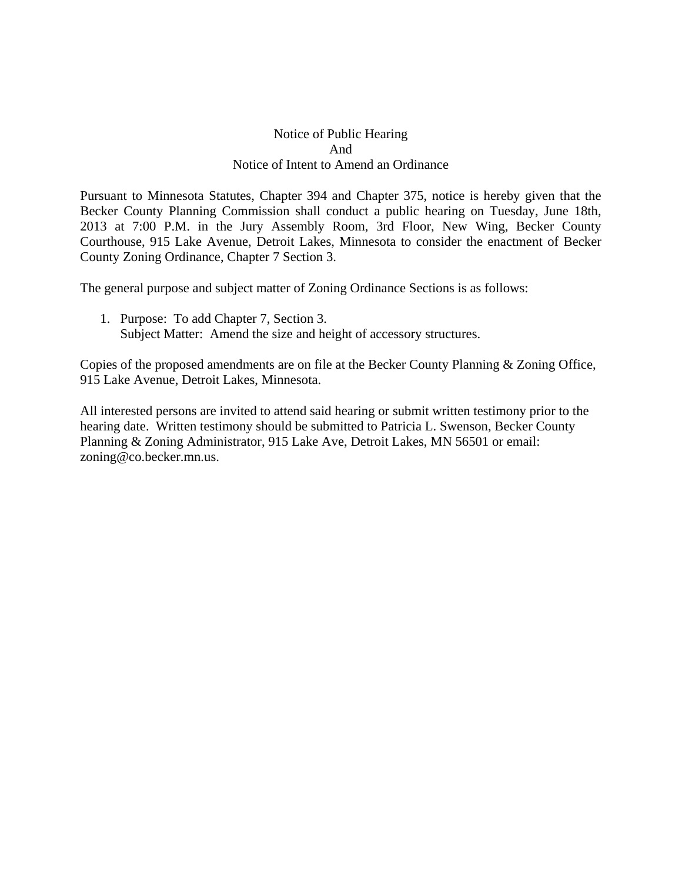# Notice of Public Hearing
# And
# Notice of Intent to Amend an Ordinance

Pursuant to Minnesota Statutes, Chapter 394 and Chapter 375, notice is hereby given that the Becker County Planning Commission shall conduct a public hearing on Tuesday, June 18th, 2013 at 7:00 P.M. in the Jury Assembly Room, 3rd Floor, New Wing, Becker County Courthouse, 915 Lake Avenue, Detroit Lakes, Minnesota to consider the enactment of Becker County Zoning Ordinance, Chapter 7 Section 3.

The general purpose and subject matter of Zoning Ordinance Sections is as follows:

1. Purpose: To add Chapter 7, Section 3.
   Subject Matter: Amend the size and height of accessory structures.

Copies of the proposed amendments are on file at the Becker County Planning & Zoning Office, 915 Lake Avenue, Detroit Lakes, Minnesota.

All interested persons are invited to attend said hearing or submit written testimony prior to the hearing date. Written testimony should be submitted to Patricia L. Swenson, Becker County Planning & Zoning Administrator, 915 Lake Ave, Detroit Lakes, MN 56501 or email: zoning@co.becker.mn.us.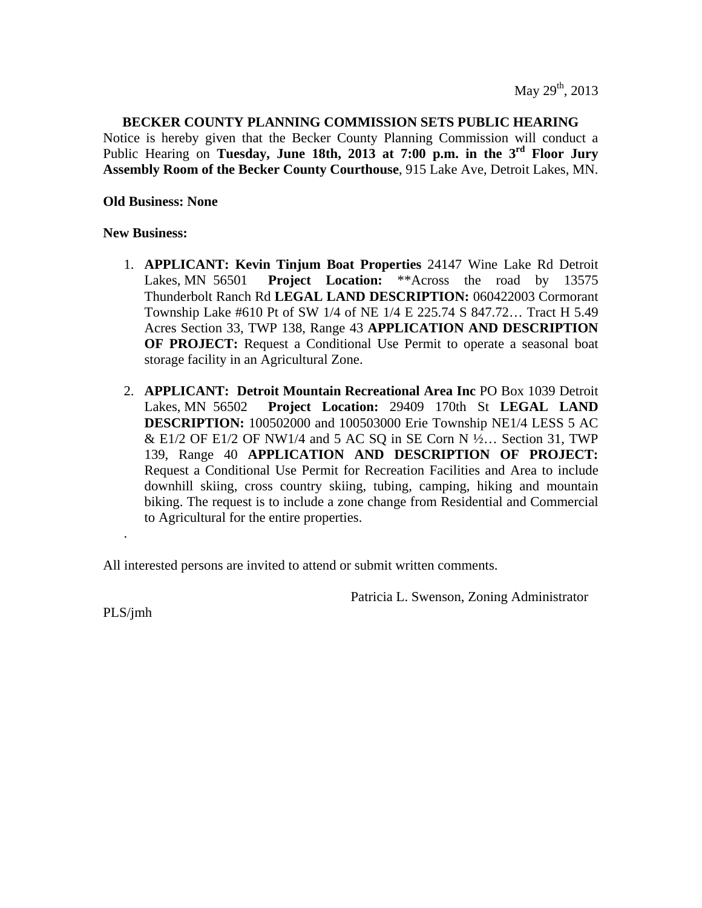May 29th, 2013

**BECKER COUNTY PLANNING COMMISSION SETS PUBLIC HEARING**

Notice is hereby given that the Becker County Planning Commission will conduct a Public Hearing on **Tuesday, June 18th, 2013 at 7:00 p.m. in the 3rd Floor Jury Assembly Room of the Becker County Courthouse**, 915 Lake Ave, Detroit Lakes, MN.

**Old Business: None**

**New Business:**

1. **APPLICANT: Kevin Tinjum Boat Properties** 24147 Wine Lake Rd Detroit Lakes, MN 56501 **Project Location:** **Across the road by 13575 Thunderbolt Ranch Rd **LEGAL LAND DESCRIPTION:** 060422003 Cormorant Township Lake #610 Pt of SW 1/4 of NE 1/4 E 225.74 S 847.72… Tract H 5.49 Acres Section 33, TWP 138, Range 43 **APPLICATION AND DESCRIPTION OF PROJECT:** Request a Conditional Use Permit to operate a seasonal boat storage facility in an Agricultural Zone.

2. **APPLICANT: Detroit Mountain Recreational Area Inc** PO Box 1039 Detroit Lakes, MN 56502 **Project Location:** 29409 170th St **LEGAL LAND DESCRIPTION:** 100502000 and 100503000 Erie Township NE1/4 LESS 5 AC & E1/2 OF E1/2 OF NW1/4 and 5 AC SQ in SE Corn N ½… Section 31, TWP 139, Range 40 **APPLICATION AND DESCRIPTION OF PROJECT:** Request a Conditional Use Permit for Recreation Facilities and Area to include downhill skiing, cross country skiing, tubing, camping, hiking and mountain biking. The request is to include a zone change from Residential and Commercial to Agricultural for the entire properties.

.

All interested persons are invited to attend or submit written comments.

Patricia L. Swenson, Zoning Administrator

PLS/jmh